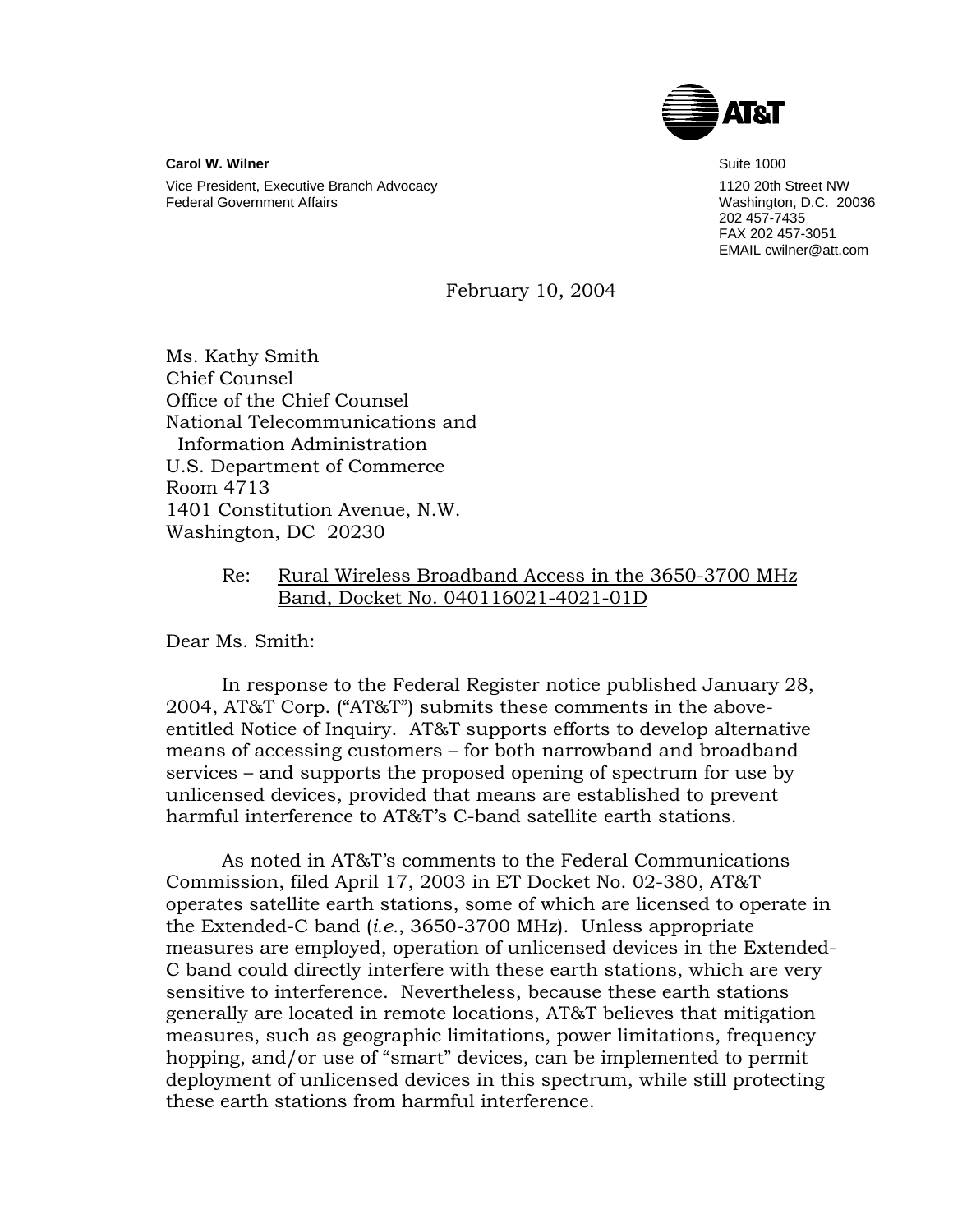AT&T

**Carol W. Wilner**
Vice President, Executive Branch Advocacy
Federal Government Affairs

Suite 1000
1120 20th Street NW
Washington, D.C. 20036
202 457-7435
FAX 202 457-3051
EMAIL cwilner@att.com

February 10, 2004

Ms. Kathy Smith
Chief Counsel
Office of the Chief Counsel
National Telecommunications and
Information Administration
U.S. Department of Commerce
Room 4713
1401 Constitution Avenue, N.W.
Washington, DC 20230

Re: <u>Rural Wireless Broadband Access in the 3650-3700 MHz Band, Docket No. 040116021-4021-01D</u>

Dear Ms. Smith:

In response to the Federal Register notice published January 28, 2004, AT&T Corp. ("AT&T") submits these comments in the above-entitled Notice of Inquiry. AT&T supports efforts to develop alternative means of accessing customers – for both narrowband and broadband services – and supports the proposed opening of spectrum for use by unlicensed devices, provided that means are established to prevent harmful interference to AT&T's C-band satellite earth stations.

As noted in AT&T's comments to the Federal Communications Commission, filed April 17, 2003 in ET Docket No. 02-380, AT&T operates satellite earth stations, some of which are licensed to operate in the Extended-C band (*i.e.*, 3650-3700 MHz). Unless appropriate measures are employed, operation of unlicensed devices in the Extended-C band could directly interfere with these earth stations, which are very sensitive to interference. Nevertheless, because these earth stations generally are located in remote locations, AT&T believes that mitigation measures, such as geographic limitations, power limitations, frequency hopping, and/or use of "smart" devices, can be implemented to permit deployment of unlicensed devices in this spectrum, while still protecting these earth stations from harmful interference.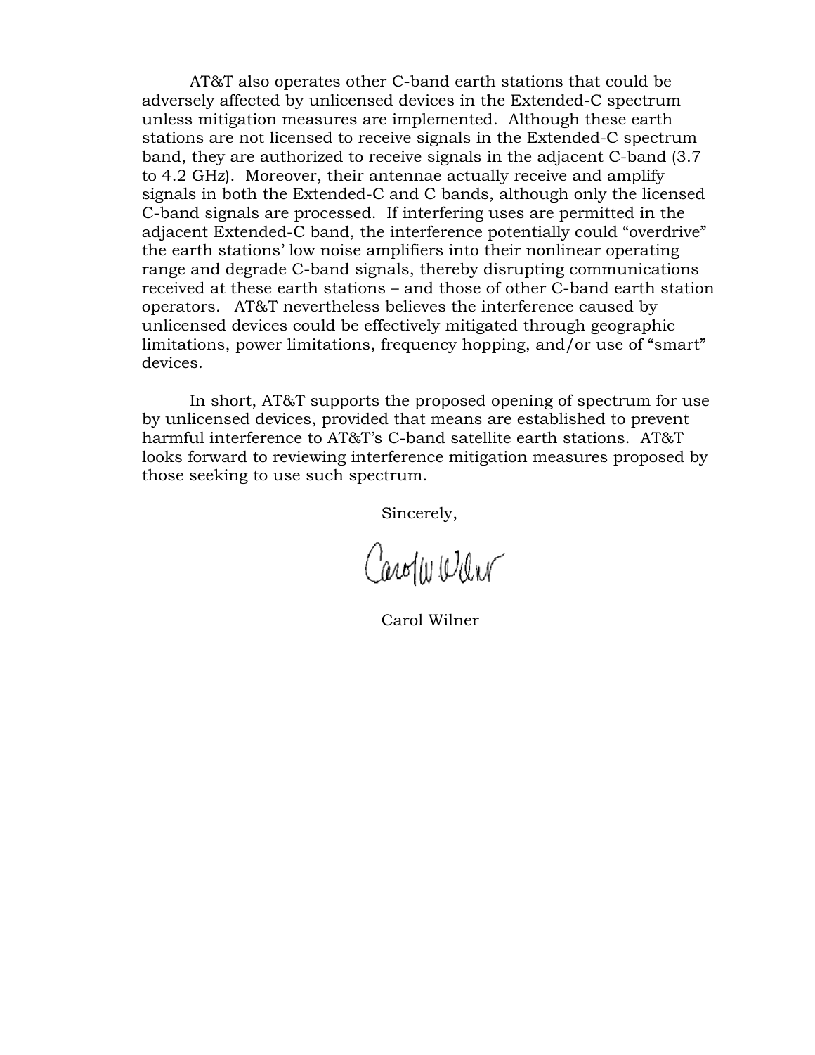AT&T also operates other C-band earth stations that could be adversely affected by unlicensed devices in the Extended-C spectrum unless mitigation measures are implemented. Although these earth stations are not licensed to receive signals in the Extended-C spectrum band, they are authorized to receive signals in the adjacent C-band (3.7 to 4.2 GHz). Moreover, their antennae actually receive and amplify signals in both the Extended-C and C bands, although only the licensed C-band signals are processed. If interfering uses are permitted in the adjacent Extended-C band, the interference potentially could "overdrive" the earth stations' low noise amplifiers into their nonlinear operating range and degrade C-band signals, thereby disrupting communications received at these earth stations – and those of other C-band earth station operators. AT&T nevertheless believes the interference caused by unlicensed devices could be effectively mitigated through geographic limitations, power limitations, frequency hopping, and/or use of "smart" devices.

In short, AT&T supports the proposed opening of spectrum for use by unlicensed devices, provided that means are established to prevent harmful interference to AT&T's C-band satellite earth stations. AT&T looks forward to reviewing interference mitigation measures proposed by those seeking to use such spectrum.

Sincerely,

Carol W Wilner

Carol Wilner